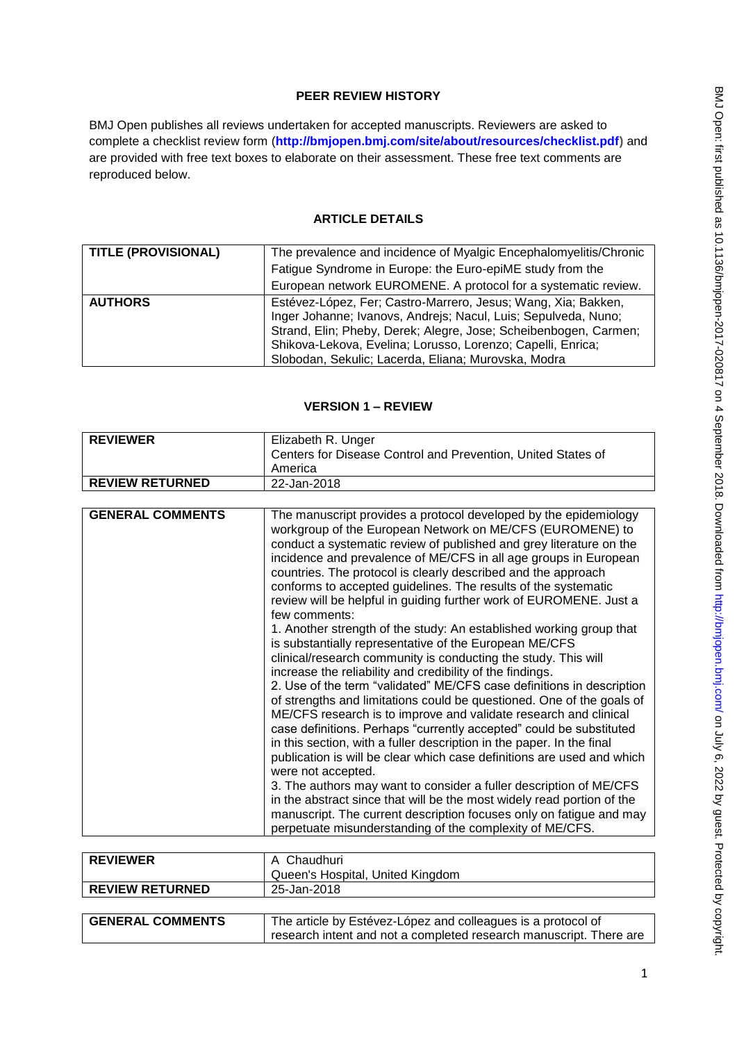## PEER REVIEW HISTORY

BMJ Open publishes all reviews undertaken for accepted manuscripts. Reviewers are asked to complete a checklist review form (**http://bmjopen.bmj.com/site/about/resources/checklist.pdf**) and are provided with free text boxes to elaborate on their assessment. These free text comments are reproduced below.

## ARTICLE DETAILS

| | |
|---|---|
| **TITLE (PROVISIONAL)** | The prevalence and incidence of Myalgic Encephalomyelitis/Chronic Fatigue Syndrome in Europe: the Euro-epiME study from the European network EUROMENE. A protocol for a systematic review. |
| **AUTHORS** | Estévez-López, Fer; Castro-Marrero, Jesus; Wang, Xia; Bakken, Inger Johanne; Ivanovs, Andrejs; Nacul, Luis; Sepulveda, Nuno; Strand, Elin; Pheby, Derek; Alegre, Jose; Scheibenbogen, Carmen; Shikova-Lekova, Evelina; Lorusso, Lorenzo; Capelli, Enrica; Slobodan, Sekulic; Lacerda, Eliana; Murovska, Modra |

## VERSION 1 – REVIEW

| | |
|---|---|
| **REVIEWER** | Elizabeth R. Unger<br>Centers for Disease Control and Prevention, United States of America |
| **REVIEW RETURNED** | 22-Jan-2018 |

| | |
|---|---|
| **GENERAL COMMENTS** | The manuscript provides a protocol developed by the epidemiology workgroup of the European Network on ME/CFS (EUROMENE) to conduct a systematic review of published and grey literature on the incidence and prevalence of ME/CFS in all age groups in European countries. The protocol is clearly described and the approach conforms to accepted guidelines. The results of the systematic review will be helpful in guiding further work of EUROMENE. Just a few comments:<br>1. Another strength of the study: An established working group that is substantially representative of the European ME/CFS clinical/research community is conducting the study. This will increase the reliability and credibility of the findings.<br>2. Use of the term "validated" ME/CFS case definitions in description of strengths and limitations could be questioned. One of the goals of ME/CFS research is to improve and validate research and clinical case definitions. Perhaps "currently accepted" could be substituted in this section, with a fuller description in the paper. In the final publication is will be clear which case definitions are used and which were not accepted.<br>3. The authors may want to consider a fuller description of ME/CFS in the abstract since that will be the most widely read portion of the manuscript. The current description focuses only on fatigue and may perpetuate misunderstanding of the complexity of ME/CFS. |

| | |
|---|---|
| **REVIEWER** | A Chaudhuri<br>Queen's Hospital, United Kingdom |
| **REVIEW RETURNED** | 25-Jan-2018 |

| | |
|---|---|
| **GENERAL COMMENTS** | The article by Estévez-López and colleagues is a protocol of research intent and not a completed research manuscript. There are |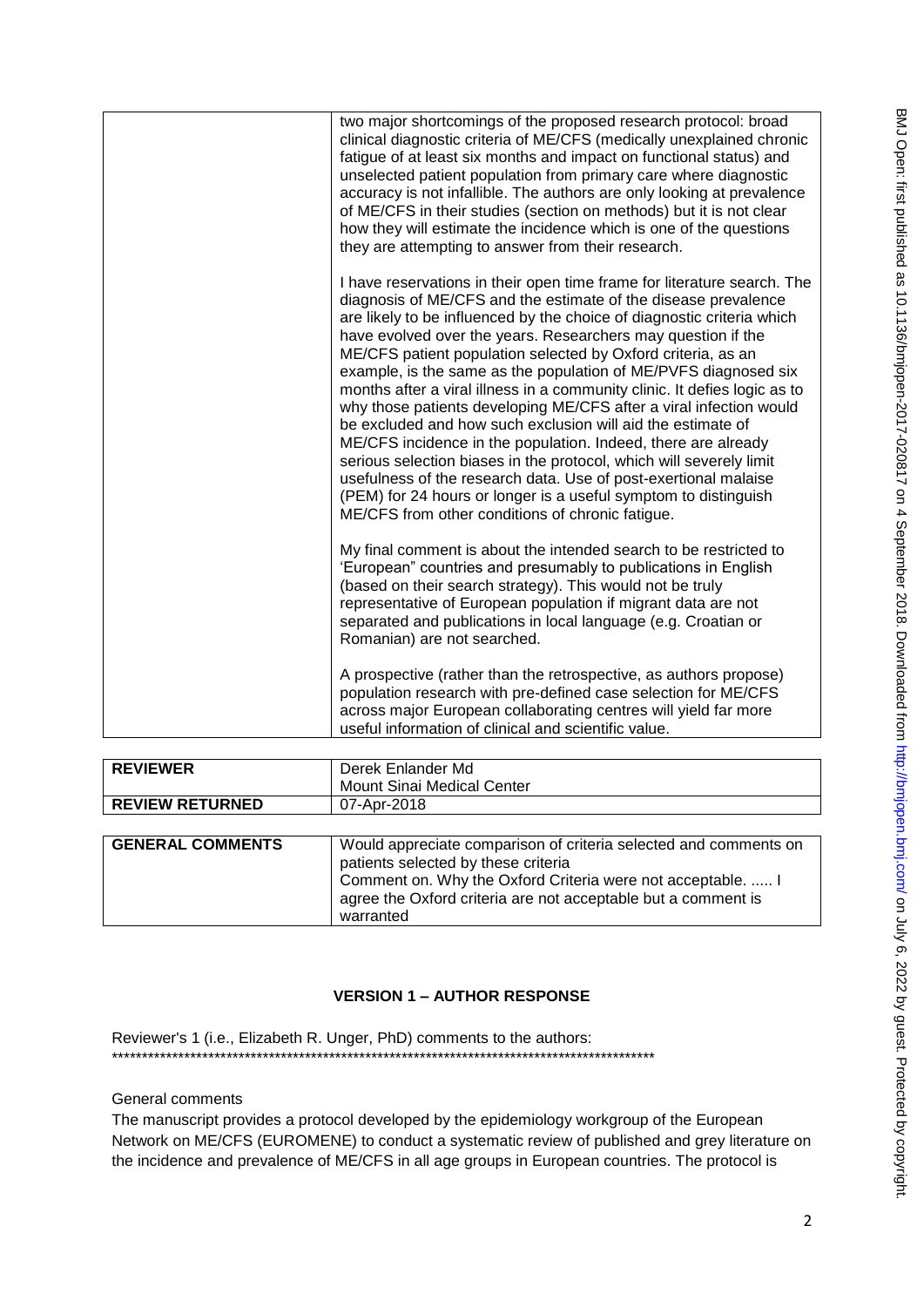| | two major shortcomings of the proposed research protocol: broad clinical diagnostic criteria of ME/CFS (medically unexplained chronic fatigue of at least six months and impact on functional status) and unselected patient population from primary care where diagnostic accuracy is not infallible. The authors are only looking at prevalence of ME/CFS in their studies (section on methods) but it is not clear how they will estimate the incidence which is one of the questions they are attempting to answer from their research.<br><br>I have reservations in their open time frame for literature search. The diagnosis of ME/CFS and the estimate of the disease prevalence are likely to be influenced by the choice of diagnostic criteria which have evolved over the years. Researchers may question if the ME/CFS patient population selected by Oxford criteria, as an example, is the same as the population of ME/PVFS diagnosed six months after a viral illness in a community clinic. It defies logic as to why those patients developing ME/CFS after a viral infection would be excluded and how such exclusion will aid the estimate of ME/CFS incidence in the population. Indeed, there are already serious selection biases in the protocol, which will severely limit usefulness of the research data. Use of post-exertional malaise (PEM) for 24 hours or longer is a useful symptom to distinguish ME/CFS from other conditions of chronic fatigue.<br><br>My final comment is about the intended search to be restricted to 'European" countries and presumably to publications in English (based on their search strategy). This would not be truly representative of European population if migrant data are not separated and publications in local language (e.g. Croatian or Romanian) are not searched.<br><br>A prospective (rather than the retrospective, as authors propose) population research with pre-defined case selection for ME/CFS across major European collaborating centres will yield far more useful information of clinical and scientific value. |
|---|---|

| **REVIEWER** | Derek Enlander Md<br>Mount Sinai Medical Center |
|---|---|
| **REVIEW RETURNED** | 07-Apr-2018 |

| **GENERAL COMMENTS** | Would appreciate comparison of criteria selected and comments on patients selected by these criteria<br>Comment on. Why the Oxford Criteria were not acceptable. ..... I agree the Oxford criteria are not acceptable but a comment is warranted |
|---|---|

## VERSION 1 – AUTHOR RESPONSE

Reviewer's 1 (i.e., Elizabeth R. Unger, PhD) comments to the authors:
*********************************************************************************************

General comments

The manuscript provides a protocol developed by the epidemiology workgroup of the European Network on ME/CFS (EUROMENE) to conduct a systematic review of published and grey literature on the incidence and prevalence of ME/CFS in all age groups in European countries. The protocol is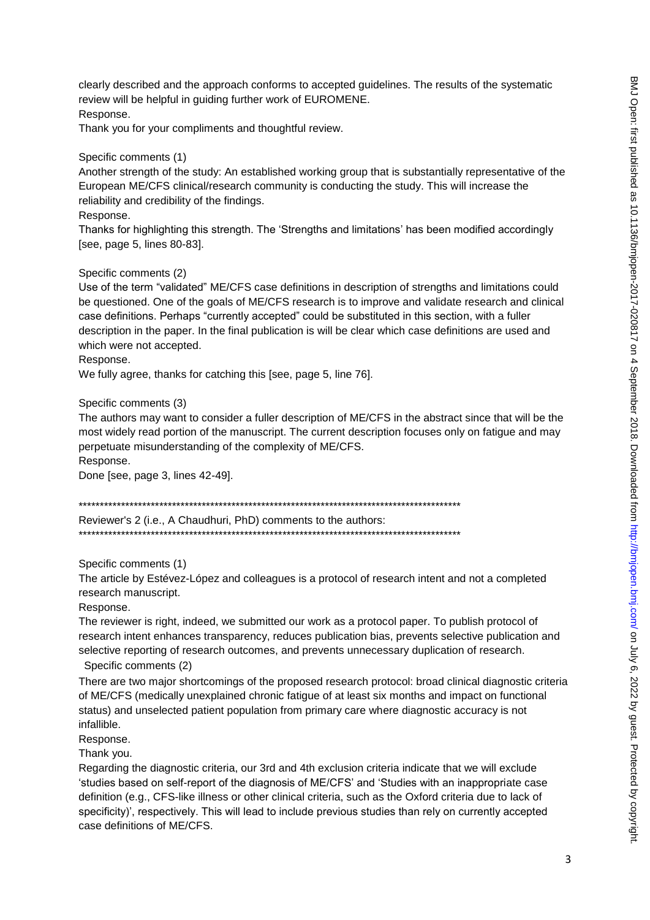clearly described and the approach conforms to accepted guidelines. The results of the systematic review will be helpful in guiding further work of EUROMENE.

Response.

Thank you for your compliments and thoughtful review.

Specific comments (1)

Another strength of the study: An established working group that is substantially representative of the European ME/CFS clinical/research community is conducting the study. This will increase the reliability and credibility of the findings.

Response.

Thanks for highlighting this strength. The 'Strengths and limitations' has been modified accordingly [see, page 5, lines 80-83].

Specific comments (2)

Use of the term "validated" ME/CFS case definitions in description of strengths and limitations could be questioned. One of the goals of ME/CFS research is to improve and validate research and clinical case definitions. Perhaps "currently accepted" could be substituted in this section, with a fuller description in the paper. In the final publication is will be clear which case definitions are used and which were not accepted.

Response.

We fully agree, thanks for catching this [see, page 5, line 76].

Specific comments (3)

The authors may want to consider a fuller description of ME/CFS in the abstract since that will be the most widely read portion of the manuscript. The current description focuses only on fatigue and may perpetuate misunderstanding of the complexity of ME/CFS.

Response.

Done [see, page 3, lines 42-49].

*******************************************************************************************

Reviewer's 2 (i.e., A Chaudhuri, PhD) comments to the authors:

*******************************************************************************************

Specific comments (1)

The article by Estévez-López and colleagues is a protocol of research intent and not a completed research manuscript.

Response.

The reviewer is right, indeed, we submitted our work as a protocol paper. To publish protocol of research intent enhances transparency, reduces publication bias, prevents selective publication and selective reporting of research outcomes, and prevents unnecessary duplication of research.

Specific comments (2)

There are two major shortcomings of the proposed research protocol: broad clinical diagnostic criteria of ME/CFS (medically unexplained chronic fatigue of at least six months and impact on functional status) and unselected patient population from primary care where diagnostic accuracy is not infallible.

Response.

Thank you.

Regarding the diagnostic criteria, our 3rd and 4th exclusion criteria indicate that we will exclude 'studies based on self-report of the diagnosis of ME/CFS' and 'Studies with an inappropriate case definition (e.g., CFS-like illness or other clinical criteria, such as the Oxford criteria due to lack of specificity)', respectively. This will lead to include previous studies than rely on currently accepted case definitions of ME/CFS.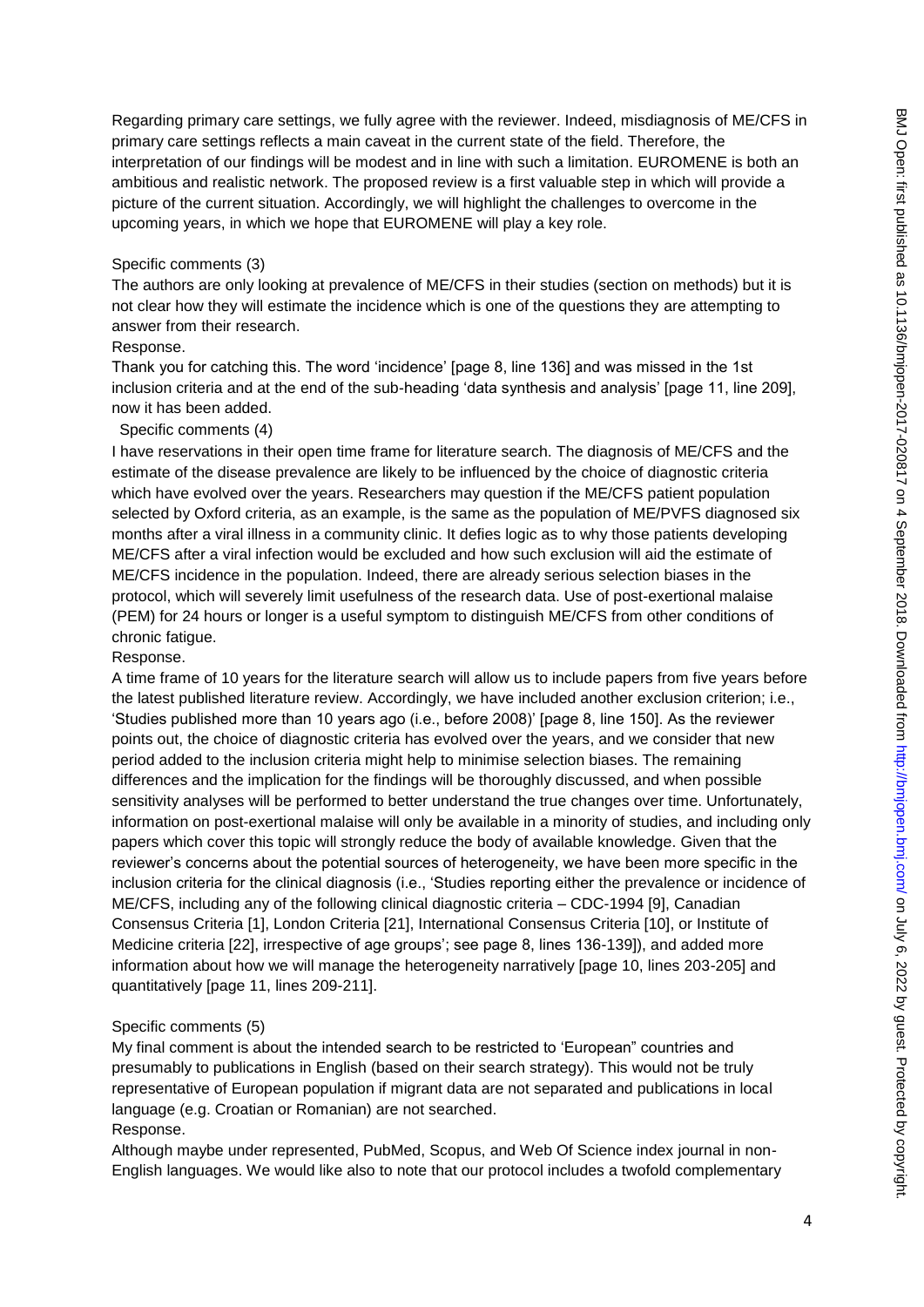Regarding primary care settings, we fully agree with the reviewer. Indeed, misdiagnosis of ME/CFS in primary care settings reflects a main caveat in the current state of the field. Therefore, the interpretation of our findings will be modest and in line with such a limitation. EUROMENE is both an ambitious and realistic network. The proposed review is a first valuable step in which will provide a picture of the current situation. Accordingly, we will highlight the challenges to overcome in the upcoming years, in which we hope that EUROMENE will play a key role.

Specific comments (3)

The authors are only looking at prevalence of ME/CFS in their studies (section on methods) but it is not clear how they will estimate the incidence which is one of the questions they are attempting to answer from their research.

Response.

Thank you for catching this. The word 'incidence' [page 8, line 136] and was missed in the 1st inclusion criteria and at the end of the sub-heading 'data synthesis and analysis' [page 11, line 209], now it has been added.

Specific comments (4)

I have reservations in their open time frame for literature search. The diagnosis of ME/CFS and the estimate of the disease prevalence are likely to be influenced by the choice of diagnostic criteria which have evolved over the years. Researchers may question if the ME/CFS patient population selected by Oxford criteria, as an example, is the same as the population of ME/PVFS diagnosed six months after a viral illness in a community clinic. It defies logic as to why those patients developing ME/CFS after a viral infection would be excluded and how such exclusion will aid the estimate of ME/CFS incidence in the population. Indeed, there are already serious selection biases in the protocol, which will severely limit usefulness of the research data. Use of post-exertional malaise (PEM) for 24 hours or longer is a useful symptom to distinguish ME/CFS from other conditions of chronic fatigue.

Response.

A time frame of 10 years for the literature search will allow us to include papers from five years before the latest published literature review. Accordingly, we have included another exclusion criterion; i.e., 'Studies published more than 10 years ago (i.e., before 2008)' [page 8, line 150]. As the reviewer points out, the choice of diagnostic criteria has evolved over the years, and we consider that new period added to the inclusion criteria might help to minimise selection biases. The remaining differences and the implication for the findings will be thoroughly discussed, and when possible sensitivity analyses will be performed to better understand the true changes over time. Unfortunately, information on post-exertional malaise will only be available in a minority of studies, and including only papers which cover this topic will strongly reduce the body of available knowledge. Given that the reviewer's concerns about the potential sources of heterogeneity, we have been more specific in the inclusion criteria for the clinical diagnosis (i.e., 'Studies reporting either the prevalence or incidence of ME/CFS, including any of the following clinical diagnostic criteria – CDC-1994 [9], Canadian Consensus Criteria [1], London Criteria [21], International Consensus Criteria [10], or Institute of Medicine criteria [22], irrespective of age groups'; see page 8, lines 136-139]), and added more information about how we will manage the heterogeneity narratively [page 10, lines 203-205] and quantitatively [page 11, lines 209-211].

Specific comments (5)

My final comment is about the intended search to be restricted to 'European" countries and presumably to publications in English (based on their search strategy). This would not be truly representative of European population if migrant data are not separated and publications in local language (e.g. Croatian or Romanian) are not searched.

Response.

Although maybe under represented, PubMed, Scopus, and Web Of Science index journal in non-English languages. We would like also to note that our protocol includes a twofold complementary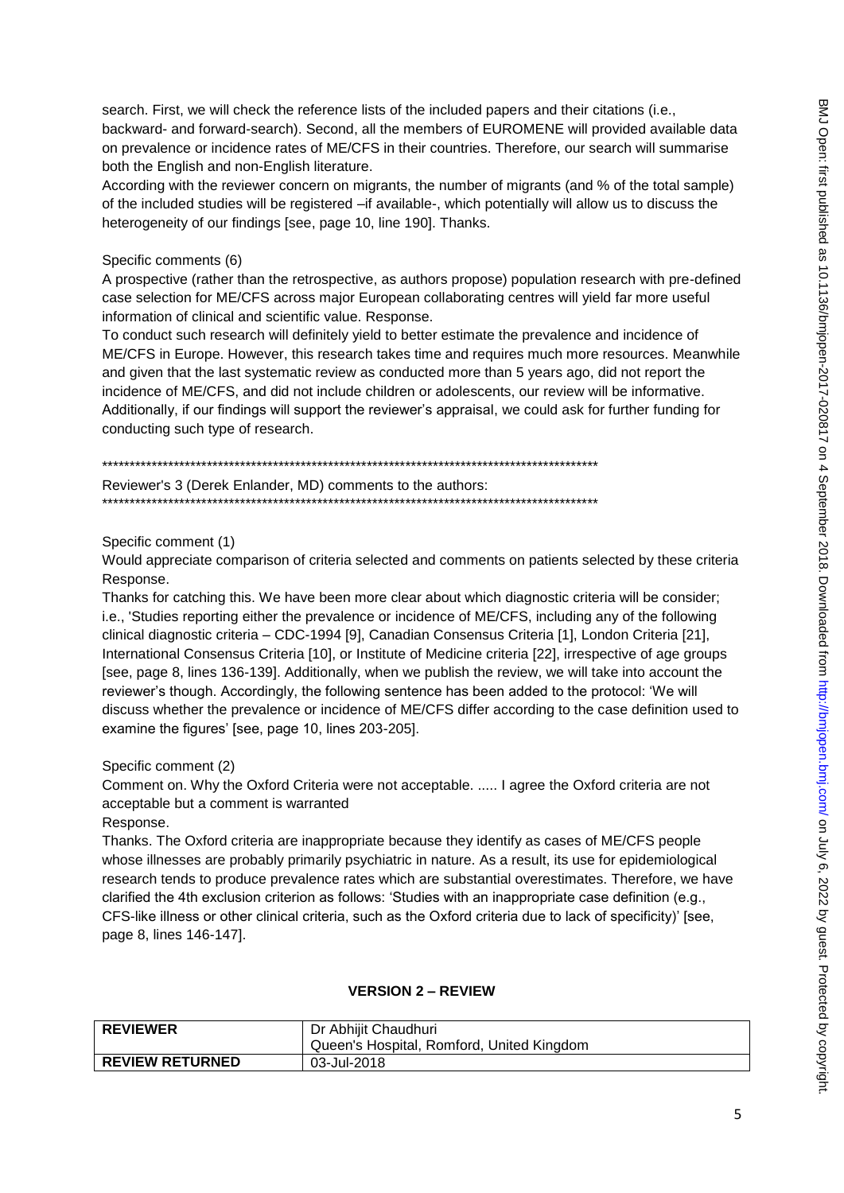search. First, we will check the reference lists of the included papers and their citations (i.e., backward- and forward-search). Second, all the members of EUROMENE will provided available data on prevalence or incidence rates of ME/CFS in their countries. Therefore, our search will summarise both the English and non-English literature.

According with the reviewer concern on migrants, the number of migrants (and % of the total sample) of the included studies will be registered –if available-, which potentially will allow us to discuss the heterogeneity of our findings [see, page 10, line 190]. Thanks.

Specific comments (6)

A prospective (rather than the retrospective, as authors propose) population research with pre-defined case selection for ME/CFS across major European collaborating centres will yield far more useful information of clinical and scientific value. Response.

To conduct such research will definitely yield to better estimate the prevalence and incidence of ME/CFS in Europe. However, this research takes time and requires much more resources. Meanwhile and given that the last systematic review as conducted more than 5 years ago, did not report the incidence of ME/CFS, and did not include children or adolescents, our review will be informative. Additionally, if our findings will support the reviewer's appraisal, we could ask for further funding for conducting such type of research.

*********************************************************************************************

Reviewer's 3 (Derek Enlander, MD) comments to the authors:

*********************************************************************************************

Specific comment (1)

Would appreciate comparison of criteria selected and comments on patients selected by these criteria

Response.

Thanks for catching this. We have been more clear about which diagnostic criteria will be consider; i.e., 'Studies reporting either the prevalence or incidence of ME/CFS, including any of the following clinical diagnostic criteria – CDC-1994 [9], Canadian Consensus Criteria [1], London Criteria [21], International Consensus Criteria [10], or Institute of Medicine criteria [22], irrespective of age groups [see, page 8, lines 136-139]. Additionally, when we publish the review, we will take into account the reviewer's though. Accordingly, the following sentence has been added to the protocol: 'We will discuss whether the prevalence or incidence of ME/CFS differ according to the case definition used to examine the figures' [see, page 10, lines 203-205].

Specific comment (2)

Comment on. Why the Oxford Criteria were not acceptable. ..... I agree the Oxford criteria are not acceptable but a comment is warranted

Response.

Thanks. The Oxford criteria are inappropriate because they identify as cases of ME/CFS people whose illnesses are probably primarily psychiatric in nature. As a result, its use for epidemiological research tends to produce prevalence rates which are substantial overestimates. Therefore, we have clarified the 4th exclusion criterion as follows: 'Studies with an inappropriate case definition (e.g., CFS-like illness or other clinical criteria, such as the Oxford criteria due to lack of specificity)' [see, page 8, lines 146-147].

## VERSION 2 – REVIEW

| **REVIEWER** | Dr Abhijit Chaudhuri<br>Queen's Hospital, Romford, United Kingdom |
| --- | --- |
| **REVIEW RETURNED** | 03-Jul-2018 |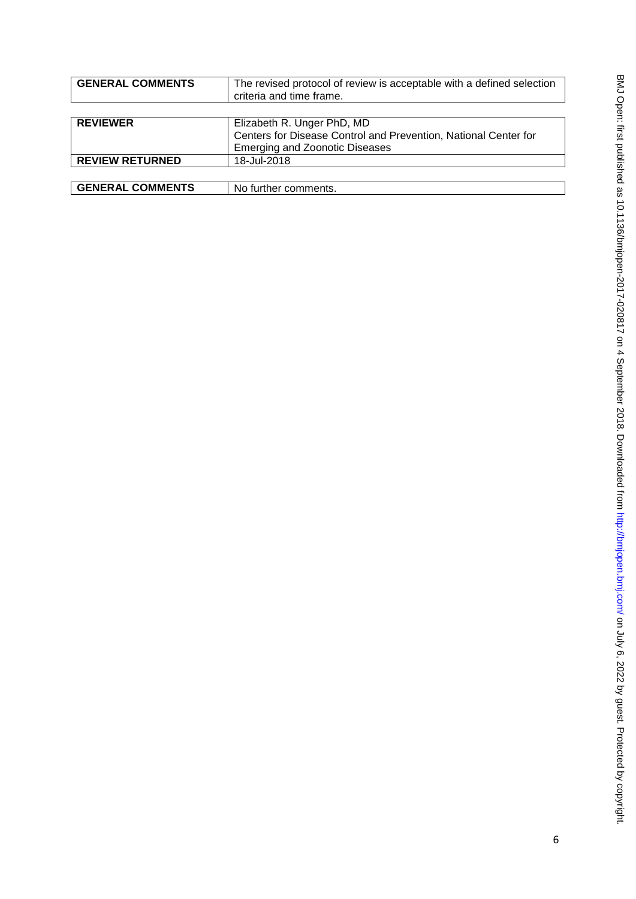| | |
|---|---|
| **GENERAL COMMENTS** | The revised protocol of review is acceptable with a defined selection criteria and time frame. |

| | |
|---|---|
| **REVIEWER** | Elizabeth R. Unger PhD, MD<br>Centers for Disease Control and Prevention, National Center for Emerging and Zoonotic Diseases |
| **REVIEW RETURNED** | 18-Jul-2018 |

| | |
|---|---|
| **GENERAL COMMENTS** | No further comments. |